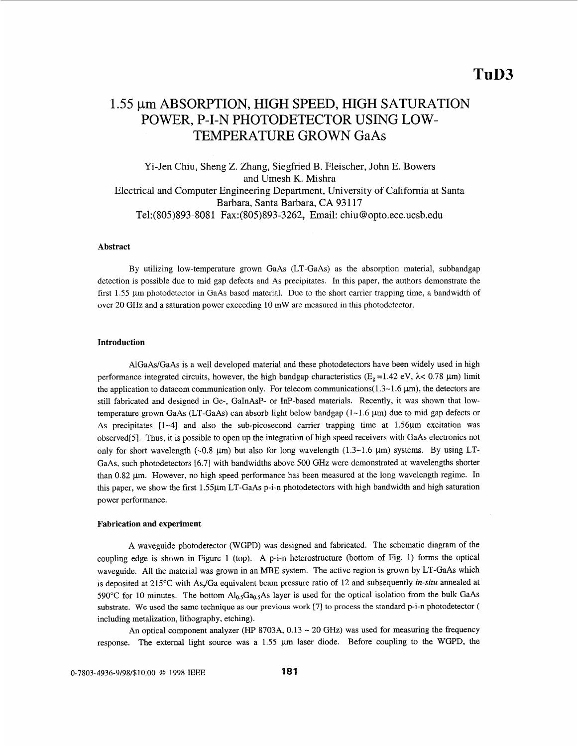# 1.55 μm ABSORPTION, HIGH SPEED, HIGH SATURATION POWER, P-I-N PHOTODETECTOR USING LOW-TEMPERATURE GROWN GaAs

Yi-Jen Chiu, Sheng Z. Zhang, Siegfried B. Fleischer, John E. Bowers and Umesh K. Mishra

Electrical and Computer Engineering Department, University of California at Santa Barbara, Santa Barbara, CA 93117

Tel:(805)893-8081 Fax:(805)893-3262, Email: chiu@opto.ece.ucsb.edu

### Abstract

By utilizing low-temperature grown GaAs (LT-GaAs) as the absorption material, subbandgap detection is possible due to mid gap defects and As precipitates. In this paper, the authors demonstrate the first 1.55 μm photodetector in GaAs based material. Due to the short carrier trapping time, a bandwidth of over 20 GHz and a saturation power exceeding 10 mW are measured in this photodetector.

### Introduction

AlGaAs/GaAs is a well developed material and these photodetectors have been widely used in high performance integrated circuits, however, the high bandgap characteristics ($E_g$ =1.42 eV, $\lambda$< 0.78 μm) limit the application to datacom communication only. For telecom communications(1.3~1.6 μm), the detectors are still fabricated and designed in Ge-, GaInAsP- or InP-based materials. Recently, it was shown that low-temperature grown GaAs (LT-GaAs) can absorb light below bandgap (1~1.6 μm) due to mid gap defects or As precipitates [1~4] and also the sub-picosecond carrier trapping time at 1.56μm excitation was observed[5]. Thus, it is possible to open up the integration of high speed receivers with GaAs electronics not only for short wavelength (~0.8 μm) but also for long wavelength (1.3~1.6 μm) systems. By using LT-GaAs, such photodetectors [6.7] with bandwidths above 500 GHz were demonstrated at wavelengths shorter than 0.82 μm. However, no high speed performance has been measured at the long wavelength regime. In this paper, we show the first 1.55μm LT-GaAs p-i-n photodetectors with high bandwidth and high saturation power performance.

### Fabrication and experiment

A waveguide photodetector (WGPD) was designed and fabricated. The schematic diagram of the coupling edge is shown in Figure 1 (top). A p-i-n heterostructure (bottom of Fig. 1) forms the optical waveguide. All the material was grown in an MBE system. The active region is grown by LT-GaAs which is deposited at 215°C with $As_2$/Ga equivalent beam pressure ratio of 12 and subsequently *in-situ* annealed at 590°C for 10 minutes. The bottom $Al_{0.5}Ga_{0.5}As$ layer is used for the optical isolation from the bulk GaAs substrate. We used the same technique as our previous work [7] to process the standard p-i-n photodetector ( including metalization, lithography, etching).

An optical component analyzer (HP 8703A, 0.13 ~ 20 GHz) was used for measuring the frequency response. The external light source was a 1.55 μm laser diode. Before coupling to the WGPD, the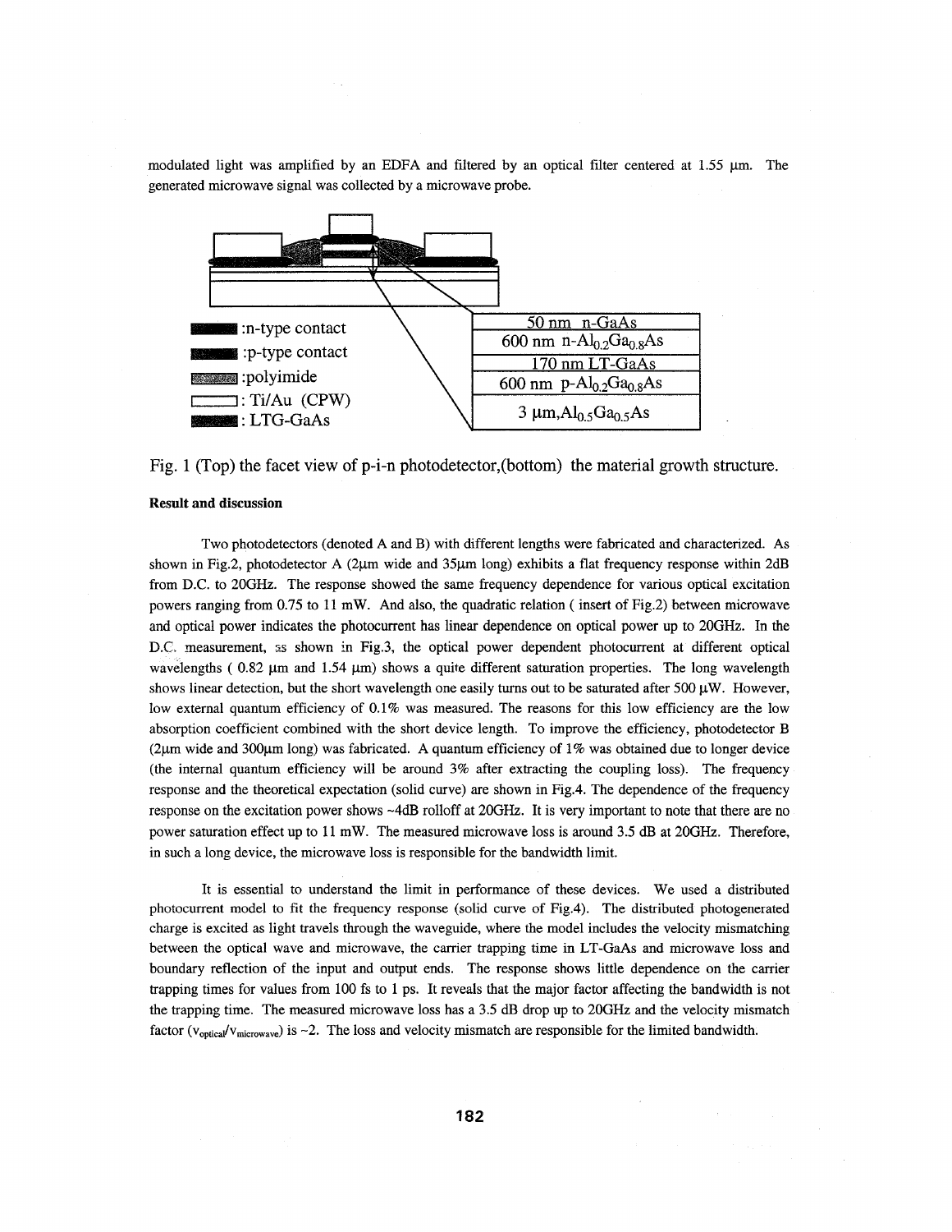modulated light was amplified by an EDFA and filtered by an optical filter centered at 1.55 μm. The generated microwave signal was collected by a microwave probe.

| |
|---|
| 50 nm n-GaAs |
| 600 nm n-$Al_{0.2}Ga_{0.8}As$ |
| 170 nm LT-GaAs |
| 600 nm p-$Al_{0.2}Ga_{0.8}As$ |
| 3 μm,$Al_{0.5}Ga_{0.5}As$ |

:n-type contact
:p-type contact
:polyimide
: Ti/Au (CPW)
: LTG-GaAs

Fig. 1 (Top) the facet view of p-i-n photodetector,(bottom) the material growth structure.

**Result and discussion**

Two photodetectors (denoted A and B) with different lengths were fabricated and characterized. As shown in Fig.2, photodetector A (2μm wide and 35μm long) exhibits a flat frequency response within 2dB from D.C. to 20GHz. The response showed the same frequency dependence for various optical excitation powers ranging from 0.75 to 11 mW. And also, the quadratic relation ( insert of Fig.2) between microwave and optical power indicates the photocurrent has linear dependence on optical power up to 20GHz. In the D.C. measurement, as shown in Fig.3, the optical power dependent photocurrent at different optical wavelengths ( 0.82 μm and 1.54 μm) shows a quite different saturation properties. The long wavelength shows linear detection, but the short wavelength one easily turns out to be saturated after 500 μW. However, low external quantum efficiency of 0.1% was measured. The reasons for this low efficiency are the low absorption coefficient combined with the short device length. To improve the efficiency, photodetector B (2μm wide and 300μm long) was fabricated. A quantum efficiency of 1% was obtained due to longer device (the internal quantum efficiency will be around 3% after extracting the coupling loss). The frequency response and the theoretical expectation (solid curve) are shown in Fig.4. The dependence of the frequency response on the excitation power shows ~4dB rolloff at 20GHz. It is very important to note that there are no power saturation effect up to 11 mW. The measured microwave loss is around 3.5 dB at 20GHz. Therefore, in such a long device, the microwave loss is responsible for the bandwidth limit.

It is essential to understand the limit in performance of these devices. We used a distributed photocurrent model to fit the frequency response (solid curve of Fig.4). The distributed photogenerated charge is excited as light travels through the waveguide, where the model includes the velocity mismatching between the optical wave and microwave, the carrier trapping time in LT-GaAs and microwave loss and boundary reflection of the input and output ends. The response shows little dependence on the carrier trapping times for values from 100 fs to 1 ps. It reveals that the major factor affecting the bandwidth is not the trapping time. The measured microwave loss has a 3.5 dB drop up to 20GHz and the velocity mismatch factor ($v_{optical}/v_{microwave}$) is ~2. The loss and velocity mismatch are responsible for the limited bandwidth.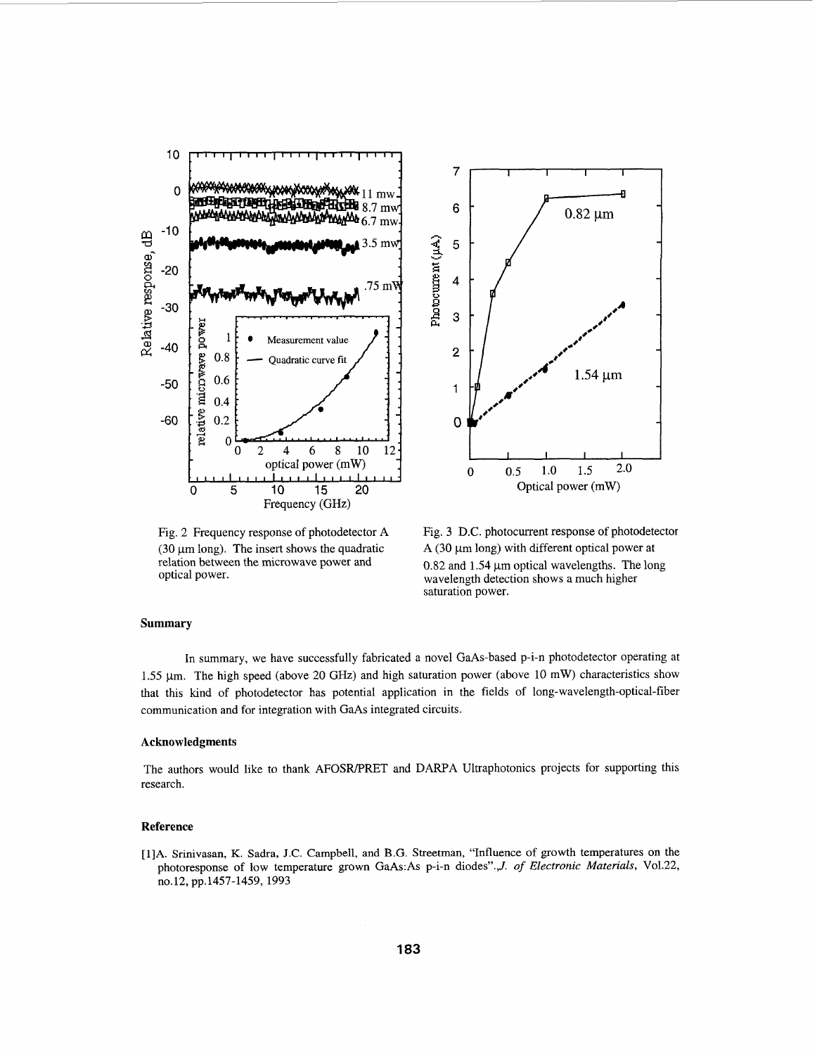Fig. 2 Frequency response of photodetector A (30 μm long). The insert shows the quadratic relation between the microwave power and optical power.

Fig. 3 D.C. photocurrent response of photodetector A (30 μm long) with different optical power at 0.82 and 1.54 μm optical wavelengths. The long wavelength detection shows a much higher saturation power.

### Summary

In summary, we have successfully fabricated a novel GaAs-based p-i-n photodetector operating at 1.55 μm. The high speed (above 20 GHz) and high saturation power (above 10 mW) characteristics show that this kind of photodetector has potential application in the fields of long-wavelength-optical-fiber communication and for integration with GaAs integrated circuits.

### Acknowledgments

The authors would like to thank AFOSR/PRET and DARPA Ultraphotonics projects for supporting this research.

### Reference

[1]A. Srinivasan, K. Sadra, J.C. Campbell, and B.G. Streetman, "Influence of growth temperatures on the photoresponse of low temperature grown GaAs:As p-i-n diodes",*J. of Electronic Materials*, Vol.22, no.12, pp.1457-1459, 1993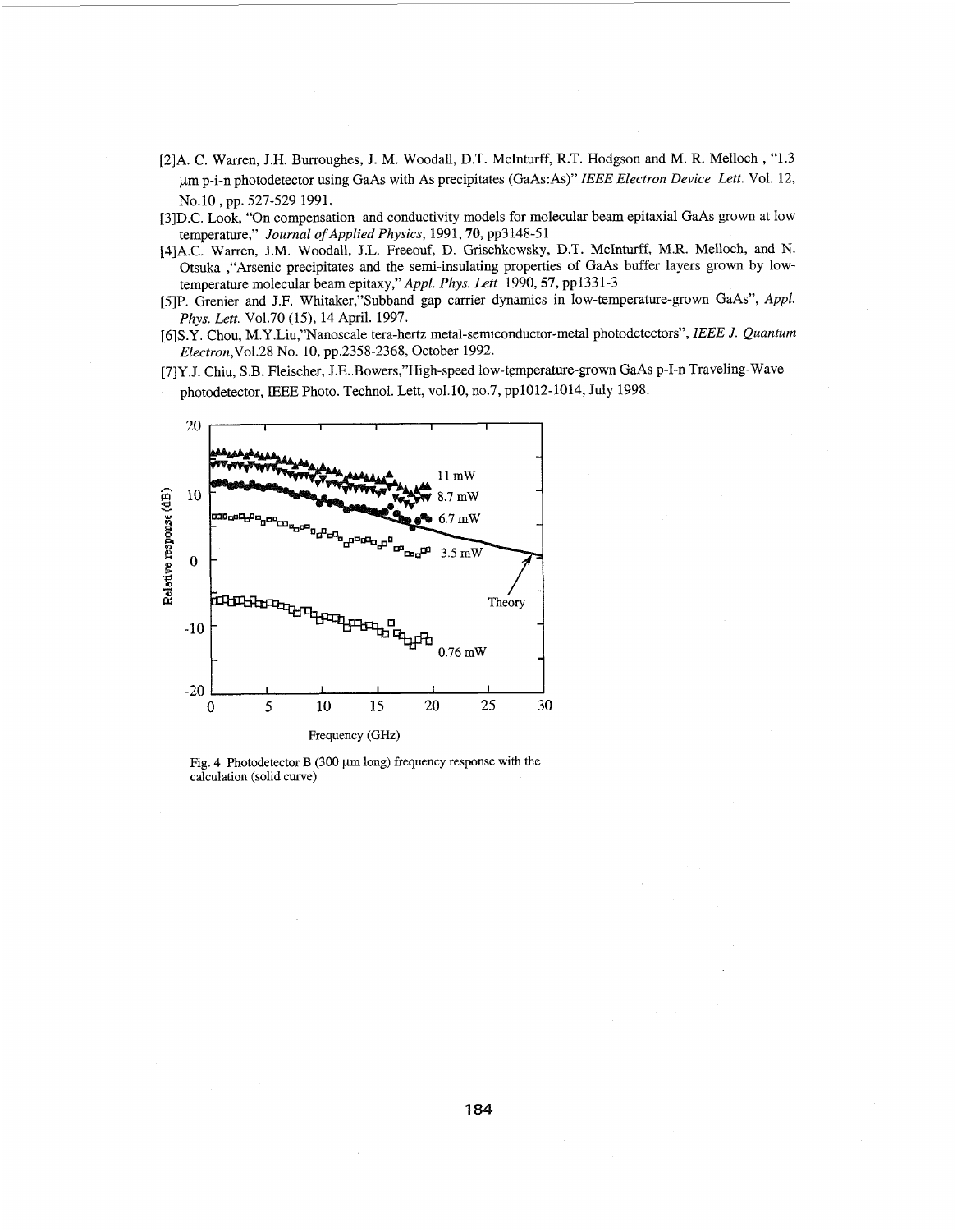[2]A. C. Warren, J.H. Burroughes, J. M. Woodall, D.T. McInturff, R.T. Hodgson and M. R. Melloch , "1.3 μm p-i-n photodetector using GaAs with As precipitates (GaAs:As)" *IEEE Electron Device Lett.* Vol. 12, No.10 , pp. 527-529 1991.

[3]D.C. Look, "On compensation and conductivity models for molecular beam epitaxial GaAs grown at low temperature," *Journal of Applied Physics*, 1991, **70**, pp3148-51

[4]A.C. Warren, J.M. Woodall, J.L. Freeouf, D. Grischkowsky, D.T. McInturff, M.R. Melloch, and N. Otsuka ,"Arsenic precipitates and the semi-insulating properties of GaAs buffer layers grown by low-temperature molecular beam epitaxy," *Appl. Phys. Lett* 1990, **57**, pp1331-3

[5]P. Grenier and J.F. Whitaker,"Subband gap carrier dynamics in low-temperature-grown GaAs", *Appl. Phys. Lett.* Vol.70 (15), 14 April. 1997.

[6]S.Y. Chou, M.Y.Liu,"Nanoscale tera-hertz metal-semiconductor-metal photodetectors", *IEEE J. Quantum Electron*,Vol.28 No. 10, pp.2358-2368, October 1992.

[7]Y.J. Chiu, S.B. Fleischer, J.E. Bowers,"High-speed low-temperature-grown GaAs p-I-n Traveling-Wave photodetector, IEEE Photo. Technol. Lett, vol.10, no.7, pp1012-1014, July 1998.

Relative response (dB)

20
10
0
-10
-20

0
5
10
15
20
25
30

Frequency (GHz)

11 mW
8.7 mW
6.7 mW
3.5 mW
Theory
0.76 mW

Fig. 4 Photodetector B (300 μm long) frequency response with the calculation (solid curve)